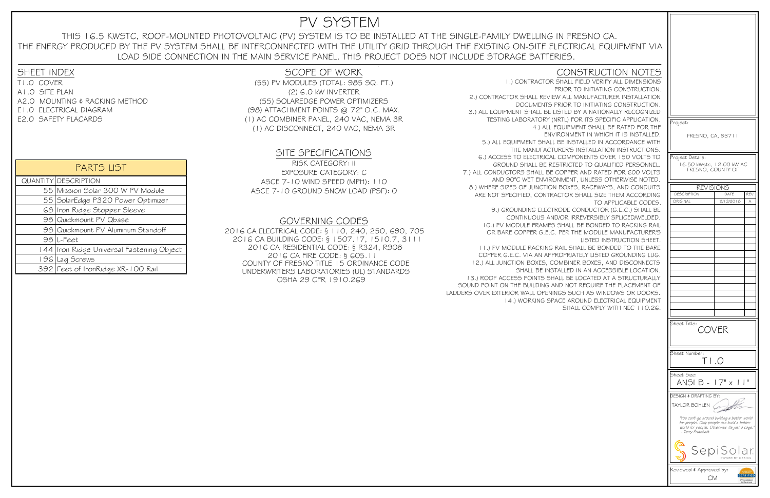# PV SYSTEM

THIS 16.5 KWSTC, ROOF-MOUNTED PHOTOVOLTAIC (PV) SYSTEM IS TO BE INSTALLED AT THE SINGLE-FAMILY DWELLING IN FRESNO CA. THE ENERGY PRODUCED BY THE PV SYSTEM SHALL BE INTERCONNECTED WITH THE UTILITY GRID THROUGH THE EXISTING ON-SITE ELECTRICAL EQUIPMENT VIA LOAD SIDE CONNECTION IN THE MAIN SERVICE PANEL. THIS PROJECT DOES NOT INCLUDE STORAGE BATTERIES.

## SHEET INDEX

T1.0 COVER
A1.0 SITE PLAN
A2.0 MOUNTING & RACKING METHOD
E1.0 ELECTRICAL DIAGRAM
E2.0 SAFETY PLACARDS

## PARTS LIST

| QUANTITY | DESCRIPTION |
|---|---|
| 55 | Mission Solar 300 W PV Module |
| 55 | SolarEdge P320 Power Optimizer |
| 68 | Iron Ridge Stopper Sleeve |
| 98 | Quickmount PV Qbase |
| 98 | Quickmount PV Aluminum Standoff |
| 98 | L-Feet |
| 144 | Iron Ridge Universal Fastening Object |
| 196 | Lag Screws |
| 392 | Feet of IronRidge XR-100 Rail |

## SCOPE OF WORK

(55) PV MODULES (TOTAL: 985 SQ. FT.)
(2) 6.0 kW INVERTER
(55) SOLAREDGE POWER OPTIMIZERS
(98) ATTACHMENT POINTS @ 72" O.C. MAX.
(1) AC COMBINER PANEL, 240 VAC, NEMA 3R
(1) AC DISCONNECT, 240 VAC, NEMA 3R

## SITE SPECIFICATIONS

RISK CATEGORY: II
EXPOSURE CATEGORY: C
ASCE 7-10 WIND SPEED (MPH): 110
ASCE 7-10 GROUND SNOW LOAD (PSF): 0

## GOVERNING CODES

2016 CA ELECTRICAL CODE: § 110, 240, 250, 690, 705
2016 CA BUILDING CODE: § 1507.17, 1510.7, 3111
2016 CA RESIDENTIAL CODE: § R324, R908
2016 CA FIRE CODE: § 605.11
COUNTY OF FRESNO TITLE 15 ORDINANCE CODE
UNDERWRITERS LABORATORIES (UL) STANDARDS
OSHA 29 CFR 1910.269

## CONSTRUCTION NOTES

1.) CONTRACTOR SHALL FIELD VERIFY ALL DIMENSIONS PRIOR TO INITIATING CONSTRUCTION.
2.) CONTRACTOR SHALL REVIEW ALL MANUFACTURER INSTALLATION DOCUMENTS PRIOR TO INITIATING CONSTRUCTION.
3.) ALL EQUIPMENT SHALL BE LISTED BY A NATIONALLY RECOGNIZED TESTING LABORATORY (NRTL) FOR ITS SPECIFIC APPLICATION.
4.) ALL EQUIPMENT SHALL BE RATED FOR THE ENVIRONMENT IN WHICH IT IS INSTALLED.
5.) ALL EQUIPMENT SHALL BE INSTALLED IN ACCORDANCE WITH THE MANUFACTURER'S INSTALLATION INSTRUCTIONS.
6.) ACCESS TO ELECTRICAL COMPONENTS OVER 150 VOLTS TO GROUND SHALL BE RESTRICTED TO QUALIFIED PERSONNEL.
7.) ALL CONDUCTORS SHALL BE COPPER AND RATED FOR 600 VOLTS AND 90°C WET ENVIRONMENT, UNLESS OTHERWISE NOTED.
8.) WHERE SIZES OF JUNCTION BOXES, RACEWAYS, AND CONDUITS ARE NOT SPECIFIED, CONTRACTOR SHALL SIZE THEM ACCORDING TO APPLICABLE CODES.
9.) GROUNDING ELECTRODE CONDUCTOR (G.E.C.) SHALL BE CONTINUOUS AND/OR IRREVERSIBLY SPLICED/WELDED.
10.) PV MODULE FRAMES SHALL BE BONDED TO RACKING RAIL OR BARE COPPER G.E.C. PER THE MODULE MANUFACTURER'S LISTED INSTRUCTION SHEET.
11.) PV MODULE RACKING RAIL SHALL BE BONDED TO THE BARE COPPER G.E.C. VIA AN APPROPRIATELY LISTED GROUNDING LUG.
12.) ALL JUNCTION BOXES, COMBINER BOXES, AND DISCONNECTS SHALL BE INSTALLED IN AN ACCESSIBLE LOCATION.
13.) ROOF ACCESS POINTS SHALL BE LOCATED AT A STRUCTURALLY SOUND POINT ON THE BUILDING AND NOT REQUIRE THE PLACEMENT OF LADDERS OVER EXTERIOR WALL OPENINGS SUCH AS WINDOWS OR DOORS.
14.) WORKING SPACE AROUND ELECTRICAL EQUIPMENT SHALL COMPLY WITH NEC 110.26.

Project: FRESNO, CA, 93711

Project Details: 16.50 kWstc, 12.00 kW AC FRESNO, COUNTY OF

| REVISIONS | | |
|---|---|---|
| DESCRIPTION | DATE | REV |
| ORIGINAL | 9/13/2018 | A |

Sheet Title: COVER

Sheet Number: T1.0

Sheet Size: ANSI B - 17" x 11"

DESIGN & DRAFTING BY: TAYLOR BOHLEN

*"You can't go around building a better world for people. Only people can build a better world for people. Otherwise it's just a cage." - Terry Pratchett*

SepiSolar POWER BY DESIGN

Reviewed & Approved by: CM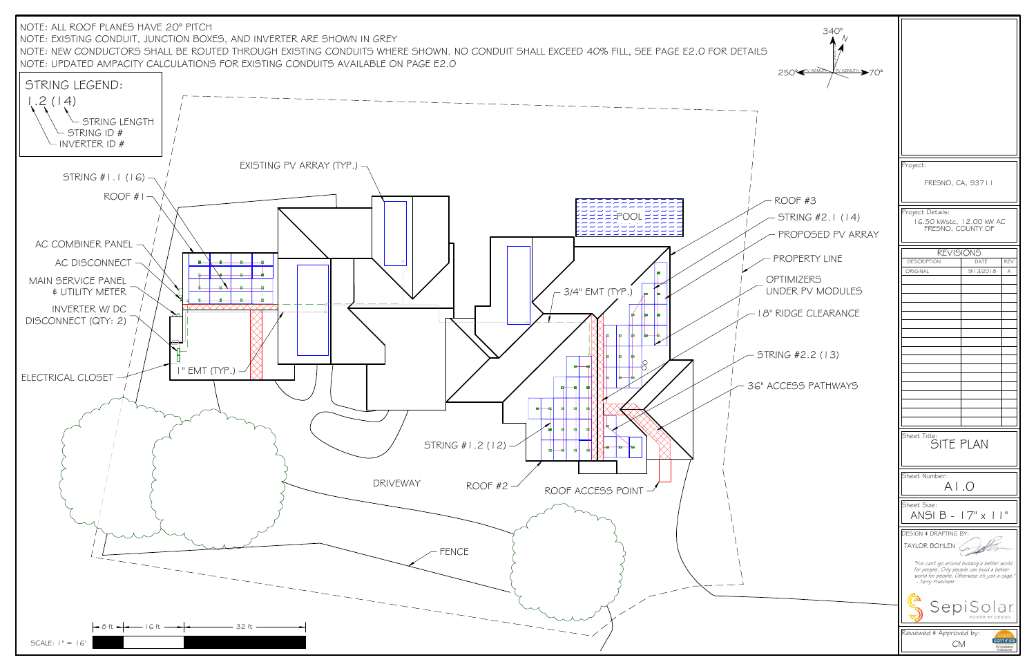NOTE: ALL ROOF PLANES HAVE 20° PITCH
NOTE: EXISTING CONDUIT, JUNCTION BOXES, AND INVERTER ARE SHOWN IN GREY
NOTE: NEW CONDUCTORS SHALL BE ROUTED THROUGH EXISTING CONDUITS WHERE SHOWN. NO CONDUIT SHALL EXCEED 40% FILL, SEE PAGE E2.0 FOR DETAILS
NOTE: UPDATED AMPACITY CALCULATIONS FOR EXISTING CONDUITS AVAILABLE ON PAGE E2.0

**STRING LEGEND:**

1.2 (14)
- STRING LENGTH
- STRING ID #
- INVERTER ID #

340° N
250° PV AZIMUTH | PV AZIMUTH 70°

- STRING #1.1 (16)
- ROOF #1
- AC COMBINER PANEL
- AC DISCONNECT
- MAIN SERVICE PANEL & UTILITY METER
- INVERTER W/ DC DISCONNECT (QTY: 2)
- ELECTRICAL CLOSET
- 1" EMT (TYP.)
- EXISTING PV ARRAY (TYP.)
- POOL
- 3/4" EMT (TYP.)
- ROOF #3
- STRING #2.1 (14)
- PROPOSED PV ARRAY
- PROPERTY LINE
- OPTIMIZERS UNDER PV MODULES
- 18" RIDGE CLEARANCE
- STRING #2.2 (13)
- 36" ACCESS PATHWAYS
- STRING #1.2 (12)
- DRIVEWAY
- ROOF #2
- ROOF ACCESS POINT
- FENCE

8 ft | 16 ft | 32 ft
SCALE: 1" = 16'

Project:
FRESNO, CA, 93711

Project Details:
16.50 kWstc, 12.00 kW AC
FRESNO, COUNTY OF

| REVISIONS | | |
|---|---|---|
| DESCRIPTION | DATE | REV |
| ORIGINAL | 9/13/2018 | A |

Sheet Title:
SITE PLAN

Sheet Number:
A1.0

Sheet Size:
ANSI B - 17" x 11"

DESIGN & DRAFTING BY:
TAYLOR BOHLEN

*"You can't go around building a better world for people. Only people can build a better world for people. Otherwise it's just a cage." - Terry Pratchett*

SepiSolar POWER BY DESIGN

Reviewed & Approved by:
CM

NABCEP CERTIFIED PV Installation Professional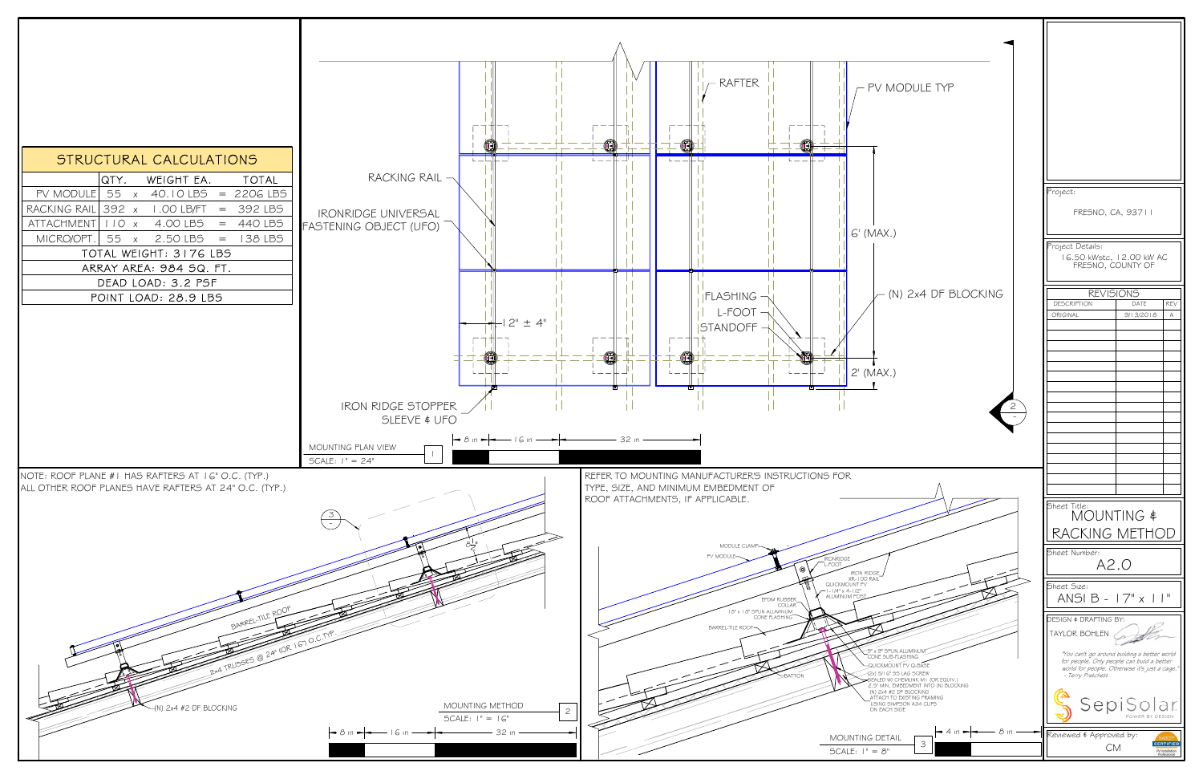## STRUCTURAL CALCULATIONS

| | QTY. | | WEIGHT EA. | | TOTAL |
|---|---|---|---|---|---|
| PV MODULE | 55 | x | 40.10 LBS | = | 2206 LBS |
| RACKING RAIL | 392 | x | 1.00 LB/FT | = | 392 LBS |
| ATTACHMENT | 110 | x | 4.00 LBS | = | 440 LBS |
| MICRO/OPT. | 55 | x | 2.50 LBS | = | 138 LBS |
| TOTAL WEIGHT: 3176 LBS | | | | | |
| ARRAY AREA: 984 SQ. FT. | | | | | |
| DEAD LOAD: 3.2 PSF | | | | | |
| POINT LOAD: 28.9 LBS | | | | | |

RACKING RAIL

IRONRIDGE UNIVERSAL FASTENING OBJECT (UFO)

IRON RIDGE STOPPER SLEEVE & UFO

RAFTER

PV MODULE TYP

6' (MAX.)

(N) 2x4 DF BLOCKING

FLASHING

L-FOOT

STANDOFF

12" ± 4"

2' (MAX.)

8 in — 16 in — 32 in

MOUNTING PLAN VIEW (1)
SCALE: 1" = 24'

NOTE: ROOF PLANE #1 HAS RAFTERS AT 16" O.C. (TYP.)
ALL OTHER ROOF PLANES HAVE RAFTERS AT 24" O.C. (TYP.)

BARREL-TILE ROOF

2x4 TRUSSES @ 24" (OR 16") O.C.TYP.

(N) 2x4 #2 DF BLOCKING

$8\frac{1}{2}$"

8 in — 16 in — 32 in

MOUNTING METHOD (2)
SCALE: 1" = 16"

REFER TO MOUNTING MANUFACTURER'S INSTRUCTIONS FOR TYPE, SIZE, AND MINIMUM EMBEDMENT OF ROOF ATTACHMENTS, IF APPLICABLE.

MODULE CLAMP

PV MODULE

IRONRIDGE L-FOOT

IRON RIDGE XR-100 RAIL

QUICKMOUNT PV 1-1/4" x 4-1/2" ALUMINUM POST

EPDM RUBBER COLLAR

18" x 18" SPUN ALUMINUM CONE FLASHING

BARREL-TILE ROOF

9" x 9" SPUN ALUMINUM CONE SUB-FLASHING

QUICKMOUNT PV Q-BASE

(2x) 5/16" SS LAG SCREW SEALED W/ CHEMLINK M1 (OR EQUIV.)

2.5" MIN. EMBEDMENT INTO (N) BLOCKING

(N) 2x4 #2 DF BLOCKING

ATTACH TO EXISTING FRAMING USING SIMPSON A34 CLIPS ON EACH SIDE

BATTON

4 in — 8 in

MOUNTING DETAIL (3)
SCALE: 1" = 8"

Project:
FRESNO, CA, 93711

Project Details:
16.50 kWstc, 12.00 kW AC
FRESNO, COUNTY OF

| REVISIONS | | |
|---|---|---|
| DESCRIPTION | DATE | REV |
| ORIGINAL | 9/13/2018 | A |

Sheet Title:
MOUNTING & RACKING METHOD

Sheet Number:
A2.0

Sheet Size:
ANSI B - 17" x 11"

DESIGN & DRAFTING BY:
TAYLOR BOHLEN

*"You can't go around building a better world for people. Only people can build a better world for people. Otherwise it's just a cage."*
*- Terry Pratchett*

SepiSolar
POWER BY DESIGN

Reviewed & Approved by:
CM

NABCEP CERTIFIED PV Installation Professional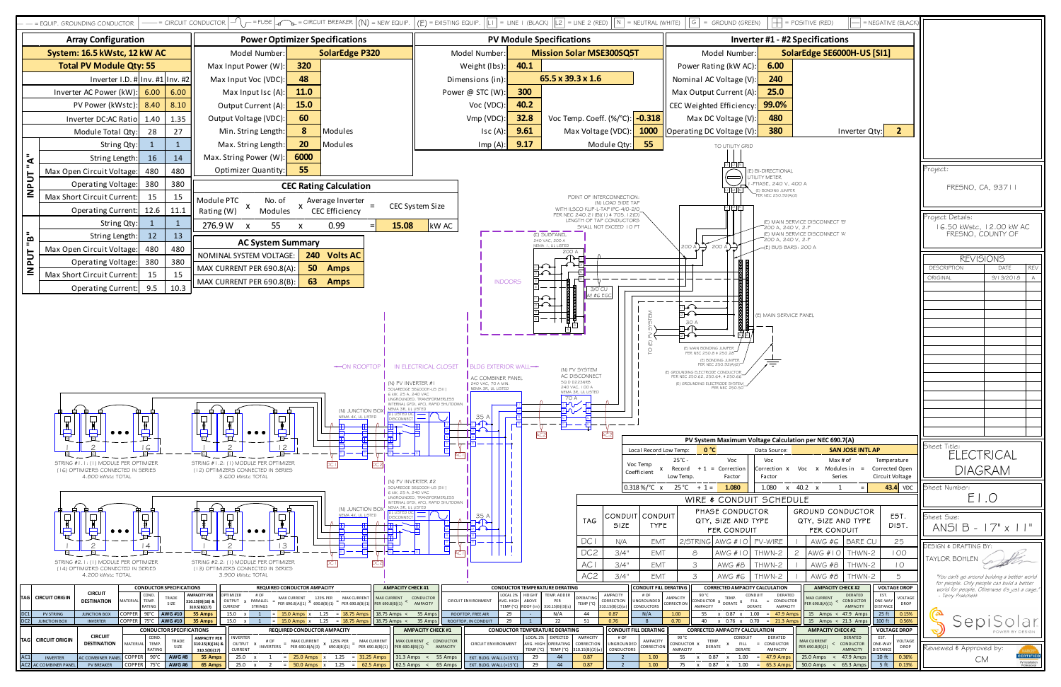— — = EQUIP. GROUNDING CONDUCTOR | —— = CIRCUIT CONDUCTOR | = FUSE | = CIRCUIT BREAKER | (N) = NEW EQUIP. | (E) = EXISTING EQUIP. | L1 = LINE 1 (BLACK) | L2 = LINE 2 (RED) | N = NEUTRAL (WHITE) | G = GROUND (GREEN) | + = POSITIVE (RED) | — = NEGATIVE (BLACK)

## Array Configuration

**System: 16.5 kWstc, 12 kW AC**

**Total PV Module Qty: 55**

| | Inv. #1 | Inv. #2 |
|---|---|---|
| Inverter I.D. # | Inv. #1 | Inv. #2 |
| Inverter AC Power (kW): | 6.00 | 6.00 |
| PV Power (kWstc): | 8.40 | 8.10 |
| Inverter DC:AC Ratio: | 1.40 | 1.35 |
| Module Total Qty: | 28 | 27 |
| **INPUT "A"** | | |
| String Qty: | 1 | 1 |
| String Length: | 16 | 14 |
| Max Open Circuit Voltage: | 480 | 480 |
| Operating Voltage: | 380 | 380 |
| Max Short Circuit Current: | 15 | 15 |
| Operating Current: | 12.6 | 11.1 |
| **INPUT "B"** | | |
| String Qty: | 1 | 1 |
| String Length: | 12 | 13 |
| Max Open Circuit Voltage: | 480 | 480 |
| Operating Voltage: | 380 | 380 |
| Max Short Circuit Current: | 15 | 15 |
| Operating Current: | 9.5 | 10.3 |

## Power Optimizer Specifications

| | | |
|---|---|---|
| Model Number: | SolarEdge P320 | |
| Max Input Power (W): | 320 | |
| Max Input Voc (VDC): | 48 | |
| Max Input Isc (A): | 11.0 | |
| Output Current (A): | 15.0 | |
| Output Voltage (VDC): | 60 | |
| Min. String Length: | 8 | Modules |
| Max. String Length: | 20 | Modules |
| Max. String Power (W): | 6000 | |
| Optimizer Quantity: | 55 | |

## CEC Rating Calculation

| Module PTC Rating (W) | x | No. of Modules | x | Average Inverter CEC Efficiency | = | CEC System Size | |
|---|---|---|---|---|---|---|---|
| 276.9 W | x | 55 | x | 0.99 | = | 15.08 | kW AC |

## AC System Summary

| | | |
|---|---|---|
| NOMINAL SYSTEM VOLTAGE: | 240 | Volts AC |
| MAX CURRENT PER 690.8(A): | 50 | Amps |
| MAX CURRENT PER 690.8(B): | 63 | Amps |

## PV Module Specifications

| | | | |
|---|---|---|---|
| Model Number: | Mission Solar MSE300SQ5T | | |
| Weight (lbs): | 40.1 | | |
| Dimensions (in): | 65.5 x 39.3 x 1.6 | | |
| Power @ STC (W): | 300 | | |
| Voc (VDC): | 40.2 | | |
| Vmp (VDC): | 32.8 | Voc Temp. Coeff. (%/°C): | -0.318 |
| Isc (A): | 9.61 | Max Voltage (VDC): | 1000 |
| Imp (A): | 9.17 | Module Qty: | 55 |

## Inverter #1 - #2 Specifications

| | | | |
|---|---|---|---|
| Model Number: | SolarEdge SE6000H-US [SI1] | | |
| Power Rating (kW AC): | 6.00 | | |
| Nominal AC Voltage (V): | 240 | | |
| Max Output Current (A): | 25.0 | | |
| CEC Weighted Efficiency: | 99.0% | | |
| Max DC Voltage (V): | 480 | | |
| Operating DC Voltage (V): | 380 | Inverter Qty: | 2 |

TO UTILITY GRID

(E) BI-DIRECTIONAL UTILITY METER, 1-PHASE, 240 V, 400 A

(E) BONDING JUMPER PER NEC 250.92(A)(2)

POINT OF INTERCONNECTION: (N) LOAD SIDE TAP WITH ILSCO KUP-L-TAP IPC-4/0-2/0 PER NEC 240.21(B)(1) & 705.12(D) LENGTH OF TAP CONDUCTORS SHALL NOT EXCEED 10 FT

(E) MAIN SERVICE DISCONNECT 'B' 200 A, 240 V, 2-P

(E) MAIN SERVICE DISCONNECT 'A' 200 A, 240 V, 2-P

(E) BUS BARS: 200 A

(E) SUBPANEL 240 VAC, 200 A NEMA 1, UL LISTED

3/0 CU W/ #6 EGC

INDOORS

TO (E) PV SYSTEM

(E) MAIN SERVICE PANEL

(E) MAIN BONDING JUMPER PER NEC 250.8 & 250.28

(E) BONDING JUMPER PER NEC 250.92(A)(2)

(E) GROUNDING ELECTRODE CONDUCTOR PER NEC 250.62, 250.64, & 250.66

(E) GROUNDING ELECTRODE SYSTEM PER NEC 250.50

ON ROOFTOP | IN ELECTRICAL CLOSET | BLDG EXTERIOR WALL

(N) PV INVERTER #1 SOLAREDGE SE6000H-US [SI1] 6 kW, 25 A, 240 VAC UNGROUNDED, TRANSFORMERLESS INTERNAL GFDI, AFCI, RAPID SHUTDOWN NEMA 3R, UL LISTED

(N) JUNCTION BOX NEMA 4X, UL LISTED

AC COMBINER PANEL 240 VAC, 70 A MIN. NEMA 3R, UL LISTED

(N) PV SYSTEM AC DISCONNECT SQ D D223NRB 240 VAC, 100 A NEMA 3R, UL LISTED

(N) PV INVERTER #2 SOLAREDGE SE6000H-US [SI1] 6 kW, 25 A, 240 VAC UNGROUNDED, TRANSFORMERLESS INTERNAL GFDI, AFCI, RAPID SHUTDOWN NEMA 3R, UL LISTED

STRING #1.1: (1) MODULE PER OPTIMIZER (16) OPTIMIZERS CONNECTED IN SERIES 4.800 kWstc TOTAL

STRING #1.2: (1) MODULE PER OPTIMIZER (12) OPTIMIZERS CONNECTED IN SERIES 3.600 kWstc TOTAL

STRING #2.1: (1) MODULE PER OPTIMIZER (14) OPTIMIZERS CONNECTED IN SERIES 4.200 kWstc TOTAL

STRING #2.2: (1) MODULE PER OPTIMIZER (13) OPTIMIZERS CONNECTED IN SERIES 3.900 kWstc TOTAL

## PV System Maximum Voltage Calculation per NEC 690.7(A)

| Local Record Low Temp: | 0 °C | Data Source: | SAN JOSE INTL AP |
|---|---|---|---|

| Voc Temp Coefficient | x | 25°C - Record Low Temp. | + 1 = | Voc Correction Factor | Voc Correction Factor | x | Voc | x | Max # of Modules in Series | = | Temperature Corrected Open Circuit Voltage | |
|---|---|---|---|---|---|---|---|---|---|---|---|---|
| 0.318 %/°C | x | 25 °C | + 1 = | 1.080 | 1.080 | x | 40.2 | x | 1 | = | 43.4 | VDC |

## WIRE & CONDUIT SCHEDULE

| TAG | CONDUIT SIZE | CONDUIT TYPE | PHASE CONDUCTOR QTY, SIZE AND TYPE PER CONDUIT | | | GROUND CONDUCTOR QTY, SIZE AND TYPE PER CONDUIT | | | EST. DIST. |
|---|---|---|---|---|---|---|---|---|---|
| DC1 | N/A | EMT | 2/STRING | AWG #10 | PV-WIRE | 1 | AWG #6 | BARE CU | 25 |
| DC2 | 3/4" | EMT | 8 | AWG #10 | THWN-2 | 2 | AWG #10 | THWN-2 | 100 |
| AC1 | 3/4" | EMT | 3 | AWG #8 | THWN-2 | 1 | AWG #8 | THWN-2 | 10 |
| AC2 | 3/4" | EMT | 3 | AWG #6 | THWN-2 | 1 | AWG #8 | THWN-2 | 5 |

| TAG | CIRCUIT ORIGIN | CIRCUIT DESTINATION | MATERIAL | COND. TEMP. RATING | TRADE SIZE | AMPACITY PER 310.15(B)(16) & 310.15(B)(17) | OPTIMIZER OUTPUT CURRENT | # OF PARALLEL STRINGS | MAX CURRENT PER 690.8(A)(1) | 125% PER 690.8(B)(1) | MAX CURRENT PER 690.8(B)(1) | AMPACITY CHECK #1: MAX CURRENT PER 690.8(B)(1) < CONDUCTOR AMPACITY | CIRCUIT ENVIRONMENT | LOCAL 2% AVG. HIGH TEMP (°C) | HEIGHT ABOVE ROOF (in) | TEMP. ADDER PER 310.15(B)(3)(c) | OPERATING TEMP (°C) | AMPACITY CORRECTION PER 310.15(B)(2)(a) | # OF UNGROUNDED CONDUCTORS | AMPACITY CORRECTION | 90 °C CONDUCTOR AMPACITY | x TEMP. DERATE | x CONDUIT FILL DERATE | = DERATED CONDUCTOR AMPACITY | AMPACITY CHECK #2: MAX CURRENT PER 690.8(A)(1) < DERATED CONDUCTOR AMPACITY | EST. ONE-WAY DISTANCE | VOLTAGE DROP |
|---|---|---|---|---|---|---|---|---|---|---|---|---|---|---|---|---|---|---|---|---|---|---|---|---|---|---|---|
| DC1 | PV STRING | JUNCTION BOX | COPPER | 90°C | AWG #10 | 55 Amps | 15.0 | x 1 | = 15.0 Amps | x 1.25 | = 18.75 Amps | 18.75 Amps < 55 Amps | ROOFTOP, FREE AIR | 29 | - | N/A | 44 | 0.87 | N/A | 1.00 | 55 | x 0.87 | x 1.00 | = 47.9 Amps | 15 Amps < 47.9 Amps | 25 ft | 0.15% |
| DC2 | JUNCTION BOX | INVERTER | COPPER | 75°C | AWG #10 | 35 Amps | 15.0 | x 1 | = 15.0 Amps | x 1.25 | = 18.75 Amps | 18.75 Amps < 35 Amps | ROOFTOP, IN CONDUIT | 29 | 1 | 22 | 51 | 0.76 | 8 | 0.70 | 40 | x 0.76 | x 0.70 | = 21.3 Amps | 15 Amps < 21.3 Amps | 100 ft | 0.56% |

| TAG | CIRCUIT ORIGIN | CIRCUIT DESTINATION | MATERIAL | COND. TEMP. RATING | TRADE SIZE | AMPACITY PER 310.15(B)(16) & 310.15(B)(17) | INVERTER OUTPUT CURRENT | # OF INVERTERS | MAX CURRENT PER 690.8(A)(1) | 125% PER 690.8(B)(1) | MAX CURRENT PER 690.8(B)(1) | AMPACITY CHECK #1: MAX CURRENT PER 690.8(B)(1) < CONDUCTOR AMPACITY | CIRCUIT ENVIRONMENT | LOCAL 2% AVG. HIGH TEMP (°C) | EXPECTED OPERATING TEMP (°C) | AMPACITY CORRECTION PER 310.15(B)(2)(a) | # OF UNGROUNDED CONDUCTORS | AMPACITY CORRECTION | 90 °C CONDUCTOR AMPACITY | x TEMP. DERATE | x CONDUIT FILL DERATE | = DERATED CONDUCTOR AMPACITY | AMPACITY CHECK #2: MAX CURRENT PER 690.8(A)(1) < DERATED CONDUCTOR AMPACITY | EST. ONE-WAY DISTANCE | VOLTAGE DROP |
|---|---|---|---|---|---|---|---|---|---|---|---|---|---|---|---|---|---|---|---|---|---|---|---|---|---|
| AC1 | INVERTER | AC COMBINER PANEL | COPPER | 90°C | AWG #8 | 55 Amps | 25.0 | x 1 | = 25.0 Amps | x 1.25 | = 31.25 Amps | 31.3 Amps < 55 Amps | EXT. BLDG. WALL (+15°C) | 29 | 44 | 0.87 | 2 | 1.00 | 55 | x 0.87 | x 1.00 | = 47.9 Amps | 25.0 Amps < 47.9 Amps | 10 ft | 0.36% |
| AC2 | AC COMBINER PANEL | PV BREAKER | COPPER | 75°C | AWG #6 | 65 Amps | 25.0 | x 2 | = 50.0 Amps | x 1.25 | = 62.5 Amps | 62.5 Amps < 65 Amps | EXT. BLDG. WALL (+15°C) | 29 | 44 | 0.87 | 2 | 1.00 | 75 | x 0.87 | x 1.00 | = 65.3 Amps | 50.0 Amps < 65.3 Amps | 5 ft | 0.13% |

Project: FRESNO, CA, 93711

Project Details: 16.50 kWstc, 12.00 kW AC FRESNO, COUNTY OF

### REVISIONS

| DESCRIPTION | DATE | REV |
|---|---|---|
| ORIGINAL | 9/13/2018 | A |

Sheet Title: ELECTRICAL DIAGRAM

Sheet Number: E1.0

Sheet Size: ANSI B - 17" x 11"

DESIGN & DRAFTING BY: TAYLOR BOHLEN

*"You can't go around building a better world for people. Only people can build a better world for people. Otherwise it's just a cage." - Terry Pratchett*

SepiSolar POWER BY DESIGN

Reviewed & Approved by: CM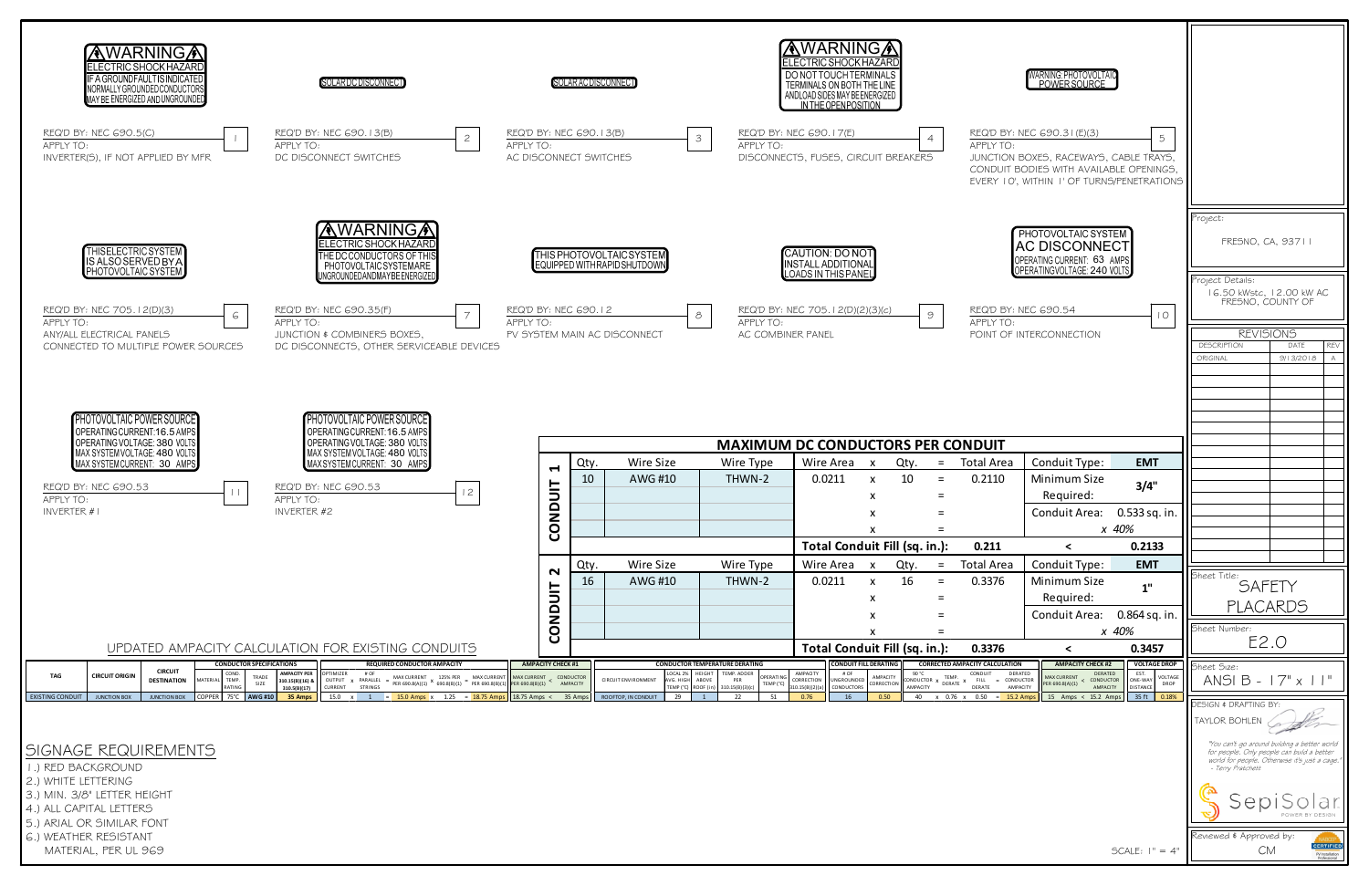## Safety Placards

**1**

⚠WARNING⚠
ELECTRIC SHOCK HAZARD
IF A GROUND FAULT IS INDICATED NORMALLY GROUNDED CONDUCTORS MAY BE ENERGIZED AND UNGROUNDED

REQ'D BY: NEC 690.5(C)
APPLY TO:
INVERTER(S), IF NOT APPLIED BY MFR

**2**

SOLAR DC DISCONNECT

REQ'D BY: NEC 690.13(B)
APPLY TO:
DC DISCONNECT SWITCHES

**3**

SOLAR AC DISCONNECT

REQ'D BY: NEC 690.13(B)
APPLY TO:
AC DISCONNECT SWITCHES

**4**

⚠WARNING⚠
ELECTRIC SHOCK HAZARD
DO NOT TOUCH TERMINALS TERMINALS ON BOTH THE LINE AND LOAD SIDES MAY BE ENERGIZED IN THE OPEN POSITION

REQ'D BY: NEC 690.17(E)
APPLY TO:
DISCONNECTS, FUSES, CIRCUIT BREAKERS

**5**

WARNING: PHOTOVOLTAIC POWER SOURCE

REQ'D BY: NEC 690.31(E)(3)
APPLY TO:
JUNCTION BOXES, RACEWAYS, CABLE TRAYS, CONDUIT BODIES WITH AVAILABLE OPENINGS, EVERY 10', WITHIN 1' OF TURNS/PENETRATIONS

**6**

THIS ELECTRIC SYSTEM IS ALSO SERVED BY A PHOTOVOLTAIC SYSTEM

REQ'D BY: NEC 705.12(D)(3)
APPLY TO:
ANY/ALL ELECTRICAL PANELS CONNECTED TO MULTIPLE POWER SOURCES

**7**

⚠WARNING⚠
ELECTRIC SHOCK HAZARD
THE DC CONDUCTORS OF THIS PHOTOVOLTAIC SYSTEM ARE UNGROUNDED AND MAY BE ENERGIZED

REQ'D BY: NEC 690.35(F)
APPLY TO:
JUNCTION & COMBINERS BOXES, DC DISCONNECTS, OTHER SERVICEABLE DEVICES

**8**

THIS PHOTOVOLTAIC SYSTEM EQUIPPED WITH RAPID SHUTDOWN

REQ'D BY: NEC 690.12
APPLY TO:
PV SYSTEM MAIN AC DISCONNECT

**9**

CAUTION: DO NOT INSTALL ADDITIONAL LOADS IN THIS PANEL

REQ'D BY: NEC 705.12(D)(2)(3)(c)
APPLY TO:
AC COMBINER PANEL

**10**

PHOTOVOLTAIC SYSTEM
AC DISCONNECT
OPERATING CURRENT: 63 AMPS
OPERATING VOLTAGE: 240 VOLTS

REQ'D BY: NEC 690.54
APPLY TO:
POINT OF INTERCONNECTION

**11**

PHOTOVOLTAIC POWER SOURCE
OPERATING CURRENT: 16.5 AMPS
OPERATING VOLTAGE: 380 VOLTS
MAX SYSTEM VOLTAGE: 480 VOLTS
MAX SYSTEM CURRENT: 30 AMPS

REQ'D BY: NEC 690.53
APPLY TO:
INVERTER #1

**12**

PHOTOVOLTAIC POWER SOURCE
OPERATING CURRENT: 16.5 AMPS
OPERATING VOLTAGE: 380 VOLTS
MAX SYSTEM VOLTAGE: 480 VOLTS
MAX SYSTEM CURRENT: 30 AMPS

REQ'D BY: NEC 690.53
APPLY TO:
INVERTER #2

## MAXIMUM DC CONDUCTORS PER CONDUIT

| | Qty. | Wire Size | Wire Type | Wire Area | x | Qty. | = | Total Area | | |
|---|---|---|---|---|---|---|---|---|---|---|
| CONDUIT 1 | 10 | AWG #10 | THWN-2 | 0.0211 | x | 10 | = | 0.2110 | Conduit Type: | EMT |
| | | | | | x | | = | | Minimum Size Required: | 3/4" |
| | | | | | x | | = | | Conduit Area: | 0.533 sq. in. |
| | | | | | x | | = | | | x 40% |
| | | | | Total Conduit Fill (sq. in.): | | | | 0.211 | < | 0.2133 |
| | Qty. | Wire Size | Wire Type | Wire Area | x | Qty. | = | Total Area | Conduit Type: | EMT |
| CONDUIT 2 | 16 | AWG #10 | THWN-2 | 0.0211 | x | 16 | = | 0.3376 | Minimum Size Required: | 1" |
| | | | | | x | | = | | Conduit Area: | 0.864 sq. in. |
| | | | | | x | | = | | | x 40% |
| | | | | Total Conduit Fill (sq. in.): | | | | 0.3376 | < | 0.3457 |

## UPDATED AMPACITY CALCULATION FOR EXISTING CONDUITS

| TAG | CIRCUIT ORIGIN | CIRCUIT DESTINATION | CONDUCTOR SPECIFICATIONS: MATERIAL | COND. TEMP. RATING | TRADE SIZE | AMPACITY PER 310.15(B)(16) & 310.5(B)(17) | REQUIRED CONDUCTOR AMPACITY: OPTIMIZER OUTPUT CURRENT x # OF PARALLEL STRINGS = MAX CURRENT PER 690.8(A)(1) x 125% PER 690.8(B)(1) = MAX CURRENT PER 690.8(B)(1) | AMPACITY CHECK #1: MAX CURRENT PER 690.8(B)(1) < CONDUCTOR AMPACITY | CIRCUIT ENVIRONMENT | LOCAL 2% AVG. HIGH TEMP (°C) | HEIGHT ABOVE ROOF (in) | TEMP. ADDER PER 310.15(B)(3)(c) | OPERATING TEMP (°C) | AMPACITY CORRECTION 310.15(B)(2)(a) | # OF UNGROUNDED CONDUCTORS | AMPACITY CORRECTION | CORRECTED AMPACITY CALCULATION: 90 °C CONDUCTOR AMPACITY x TEMP. DERATE x CONDUIT FILL DERATE = DERATED CONDUCTOR AMPACITY | AMPACITY CHECK #2: MAX CURRENT PER 690.8(A)(1) < DERATED CONDUCTOR AMPACITY | EST. ONE-WAY DISTANCE | VOLTAGE DROP |
|---|---|---|---|---|---|---|---|---|---|---|---|---|---|---|---|---|---|---|---|---|
| EXISTING CONDUIT | JUNCTION BOX | JUNCTION BOX | COPPER | 75°C | AWG #10 | 35 Amps | 15.0 x 1 = 15.0 Amps x 1.25 = 18.75 Amps | 18.75 Amps < 35 Amps | ROOFTOP, IN CONDUIT | 29 | 1 | 22 | 51 | 0.76 | 16 | 0.50 | 40 x 0.76 x 0.50 = 15.2 Amps | 15 Amps < 15.2 Amps | 35 ft | 0.18% |

## SIGNAGE REQUIREMENTS

1.) RED BACKGROUND
2.) WHITE LETTERING
3.) MIN. 3/8" LETTER HEIGHT
4.) ALL CAPITAL LETTERS
5.) ARIAL OR SIMILAR FONT
6.) WEATHER RESISTANT MATERIAL, PER UL 969

SCALE: 1" = 4"

Project: FRESNO, CA, 93711

Project Details: 16.50 kWstc, 12.00 kW AC FRESNO, COUNTY OF

| REVISIONS | | |
|---|---|---|
| DESCRIPTION | DATE | REV |
| ORIGINAL | 9/13/2018 | A |

Sheet Title: SAFETY PLACARDS

Sheet Number: E2.0

Sheet Size: ANSI B - 17" x 11"

DESIGN & DRAFTING BY: TAYLOR BOHLEN

*"You can't go around building a better world for people. Only people can build a better world for people. Otherwise it's just a cage." - Terry Pratchett*

SepiSolar POWER BY DESIGN

Reviewed & Approved by: CM

NABCEP CERTIFIED PV Installation Professional